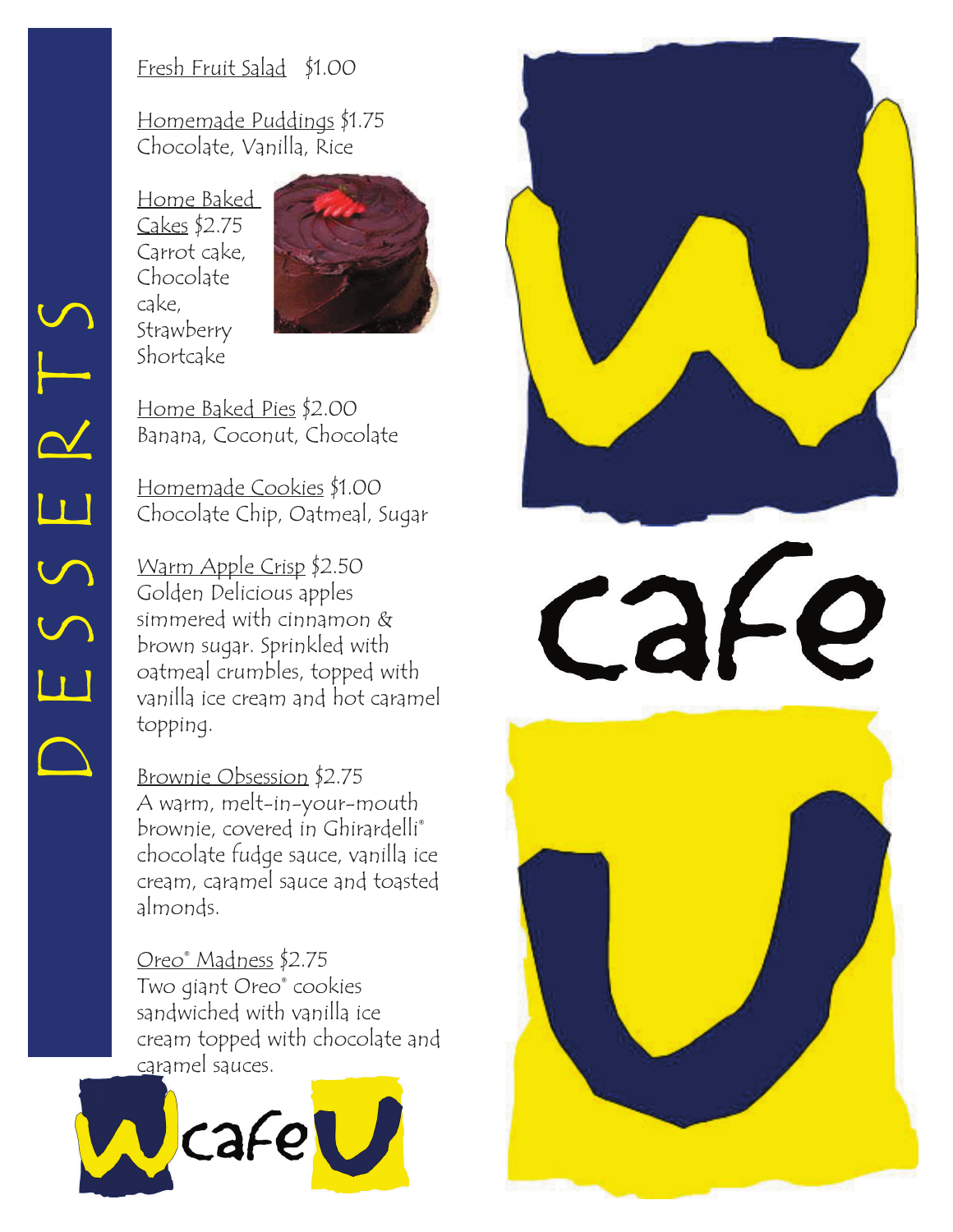# DESSERTS

Fresh Fruit Salad $1.00

Homemade Puddings $1.75
Chocolate, Vanilla, Rice

Home Baked Cakes $2.75
Carrot cake, Chocolate cake, Strawberry Shortcake

Home Baked Pies $2.00
Banana, Coconut, Chocolate

Homemade Cookies $1.00
Chocolate Chip, Oatmeal, Sugar

Warm Apple Crisp $2.50
Golden Delicious apples simmered with cinnamon & brown sugar. Sprinkled with oatmeal crumbles, topped with vanilla ice cream and hot caramel topping.

Brownie Obsession $2.75
A warm, melt-in-your-mouth brownie, covered in Ghirardelli® chocolate fudge sauce, vanilla ice cream, caramel sauce and toasted almonds.

Oreo® Madness $2.75
Two giant Oreo® cookies sandwiched with vanilla ice cream topped with chocolate and caramel sauces.

W cafe U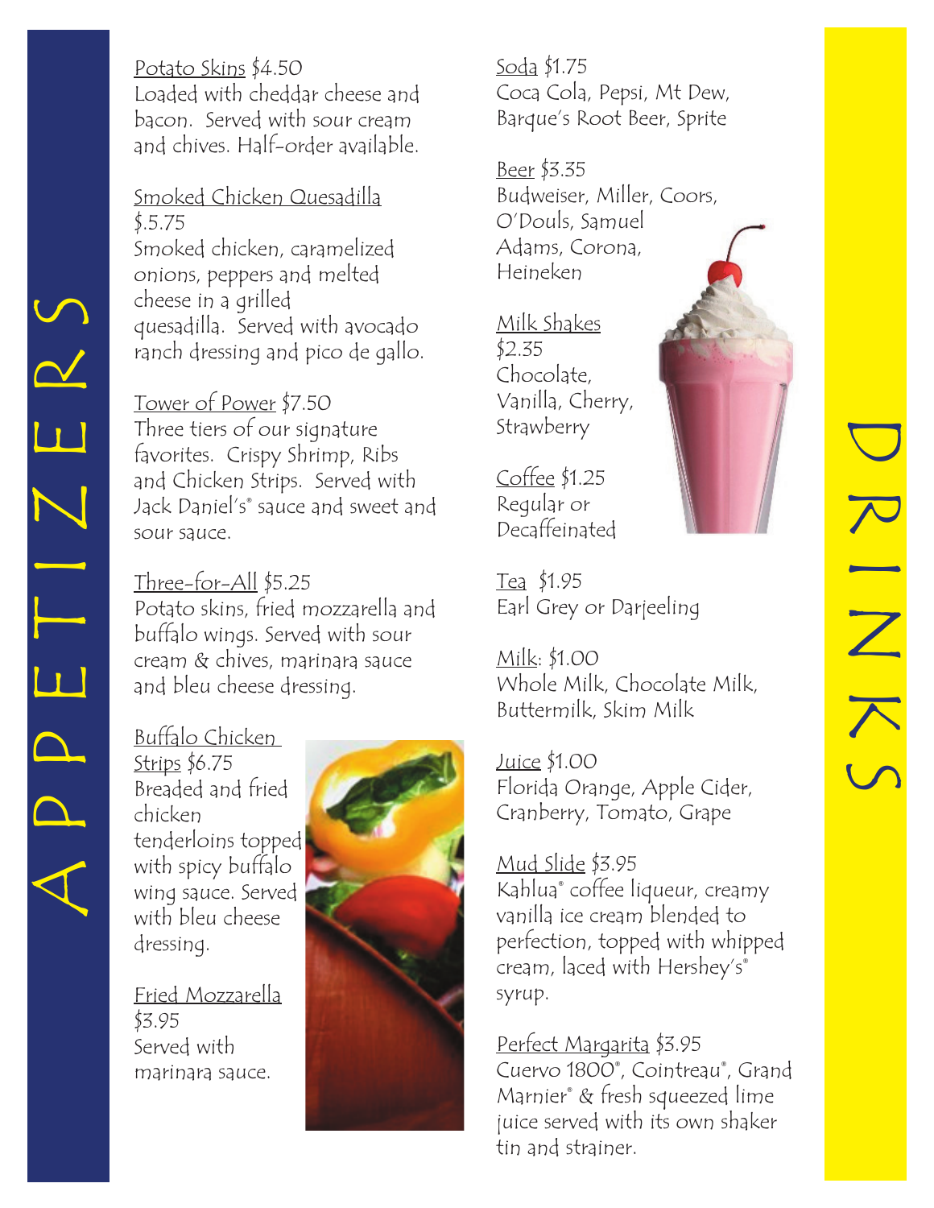# APPETIZERS

Potato Skins $4.50
Loaded with cheddar cheese and bacon. Served with sour cream and chives. Half-order available.

Smoked Chicken Quesadilla
$.5.75
Smoked chicken, caramelized onions, peppers and melted cheese in a grilled quesadilla. Served with avocado ranch dressing and pico de gallo.

Tower of Power $7.50
Three tiers of our signature favorites. Crispy Shrimp, Ribs and Chicken Strips. Served with Jack Daniel's® sauce and sweet and sour sauce.

Three-for-All $5.25
Potato skins, fried mozzarella and buffalo wings. Served with sour cream & chives, marinara sauce and bleu cheese dressing.

Buffalo Chicken Strips $6.75
Breaded and fried chicken tenderloins topped with spicy buffalo wing sauce. Served with bleu cheese dressing.

Fried Mozzarella
$3.95
Served with marinara sauce.

# DRINKS

Soda $1.75
Coca Cola, Pepsi, Mt Dew, Barque's Root Beer, Sprite

Beer $3.35
Budweiser, Miller, Coors, O'Douls, Samuel Adams, Corona, Heineken

Milk Shakes
$2.35
Chocolate, Vanilla, Cherry, Strawberry

Coffee $1.25
Regular or Decaffeinated

Tea $1.95
Earl Grey or Darjeeling

Milk: $1.00
Whole Milk, Chocolate Milk, Buttermilk, Skim Milk

Juice $1.00
Florida Orange, Apple Cider, Cranberry, Tomato, Grape

Mud Slide $3.95
Kahlua® coffee liqueur, creamy vanilla ice cream blended to perfection, topped with whipped cream, laced with Hershey's® syrup.

Perfect Margarita $3.95
Cuervo 1800®, Cointreau®, Grand Marnier® & fresh squeezed lime juice served with its own shaker tin and strainer.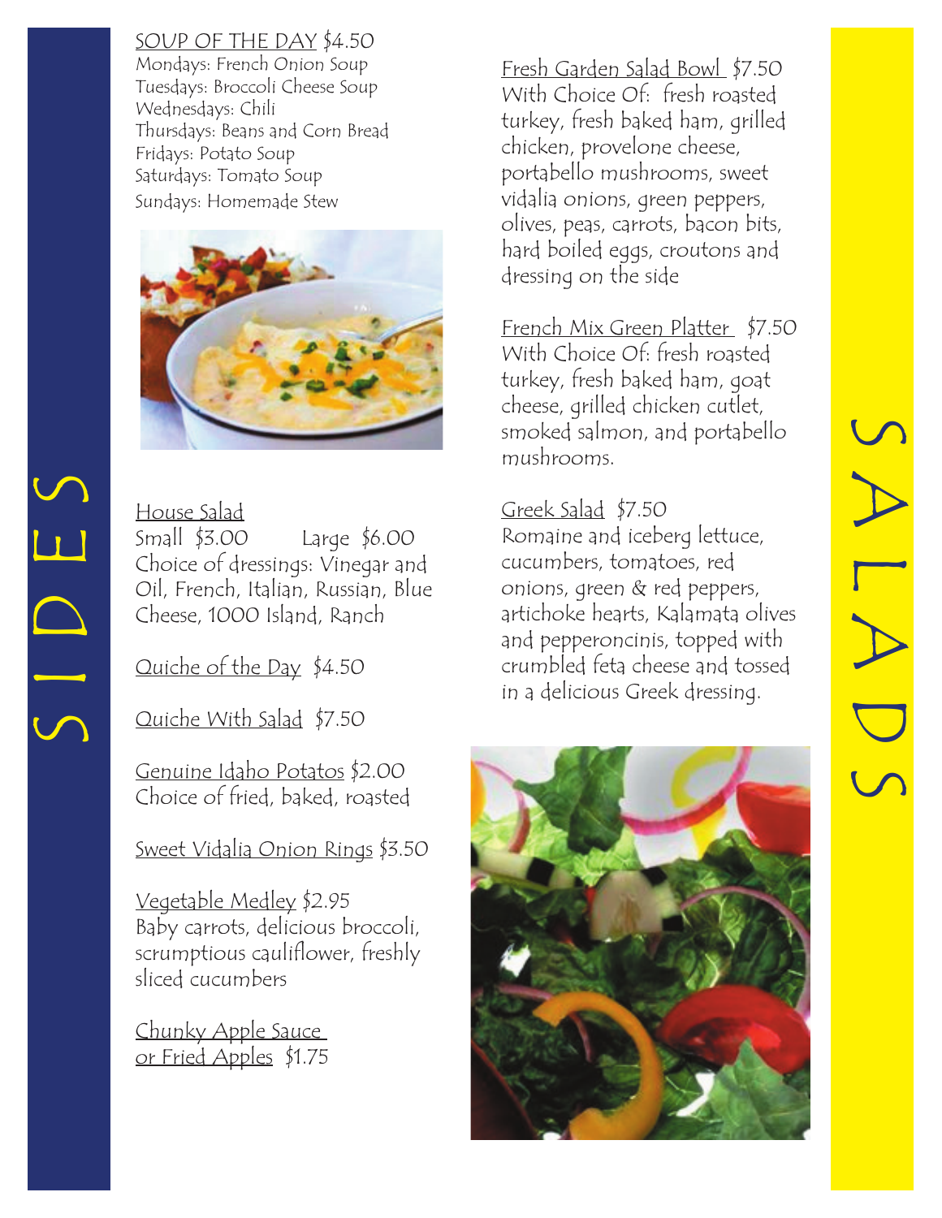# SIDES

**SOUP OF THE DAY** $4.50
Mondays: French Onion Soup
Tuesdays: Broccoli Cheese Soup
Wednesdays: Chili
Thursdays: Beans and Corn Bread
Fridays: Potato Soup
Saturdays: Tomato Soup
Sundays: Homemade Stew

**House Salad**
Small $3.00 Large $6.00
Choice of dressings: Vinegar and Oil, French, Italian, Russian, Blue Cheese, 1000 Island, Ranch

**Quiche of the Day** $4.50

**Quiche With Salad** $7.50

**Genuine Idaho Potatos** $2.00
Choice of fried, baked, roasted

**Sweet Vidalia Onion Rings** $3.50

**Vegetable Medley** $2.95
Baby carrots, delicious broccoli, scrumptious cauliflower, freshly sliced cucumbers

**Chunky Apple Sauce or Fried Apples** $1.75

# SALADS

**Fresh Garden Salad Bowl** $7.50
With Choice Of: fresh roasted turkey, fresh baked ham, grilled chicken, provelone cheese, portabello mushrooms, sweet vidalia onions, green peppers, olives, peas, carrots, bacon bits, hard boiled eggs, croutons and dressing on the side

**French Mix Green Platter** $7.50
With Choice Of: fresh roasted turkey, fresh baked ham, goat cheese, grilled chicken cutlet, smoked salmon, and portabello mushrooms.

**Greek Salad** $7.50
Romaine and iceberg lettuce, cucumbers, tomatoes, red onions, green & red peppers, artichoke hearts, Kalamata olives and pepperoncinis, topped with crumbled feta cheese and tossed in a delicious Greek dressing.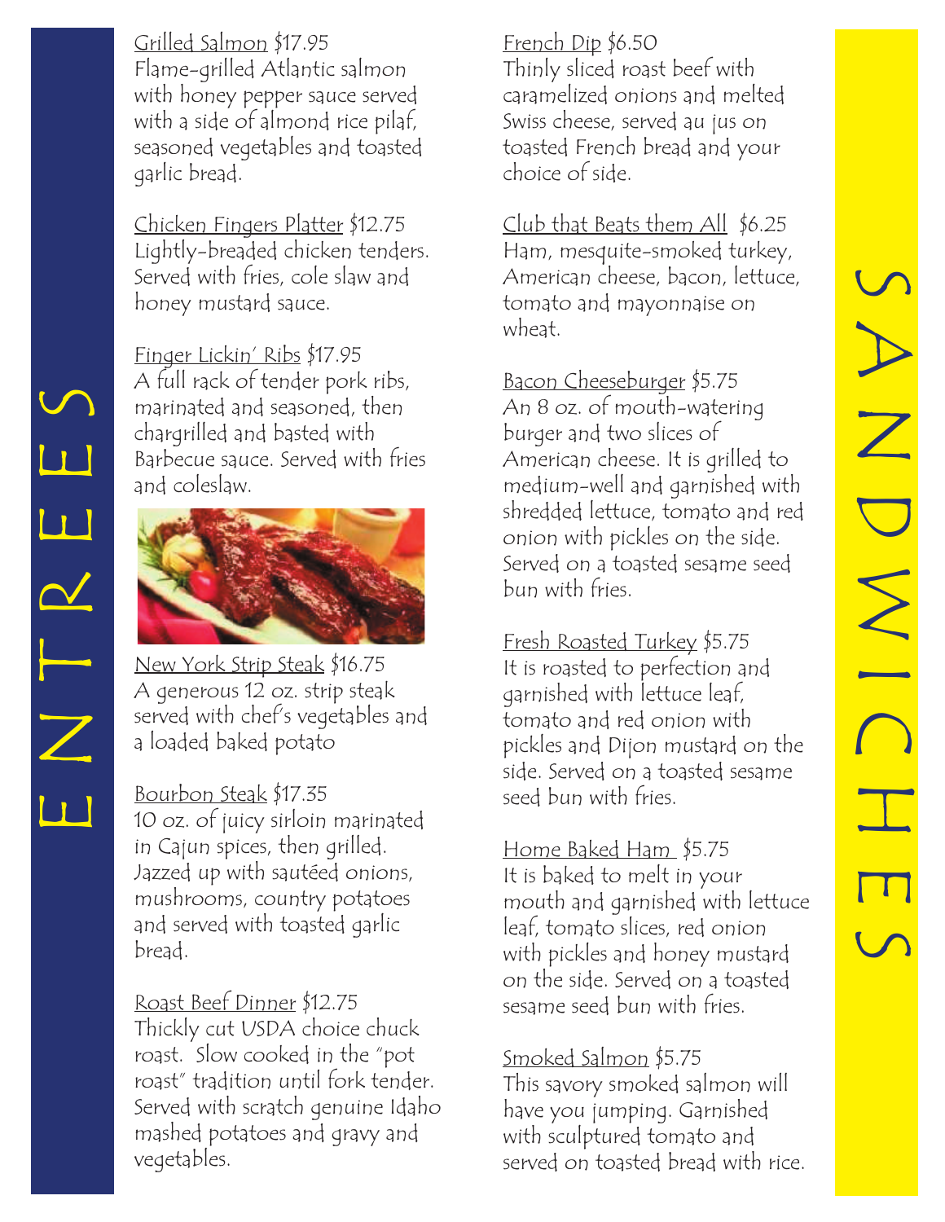# ENTREES

<u>Grilled Salmon</u> $17.95
Flame-grilled Atlantic salmon with honey pepper sauce served with a side of almond rice pilaf, seasoned vegetables and toasted garlic bread.

<u>Chicken Fingers Platter</u> $12.75
Lightly-breaded chicken tenders. Served with fries, cole slaw and honey mustard sauce.

<u>Finger Lickin' Ribs</u> $17.95
A full rack of tender pork ribs, marinated and seasoned, then chargrilled and basted with Barbecue sauce. Served with fries and coleslaw.

<u>New York Strip Steak</u> $16.75
A generous 12 oz. strip steak served with chef's vegetables and a loaded baked potato

<u>Bourbon Steak</u> $17.35
10 oz. of juicy sirloin marinated in Cajun spices, then grilled. Jazzed up with sautéed onions, mushrooms, country potatoes and served with toasted garlic bread.

<u>Roast Beef Dinner</u> $12.75
Thickly cut USDA choice chuck roast. Slow cooked in the "pot roast" tradition until fork tender. Served with scratch genuine Idaho mashed potatoes and gravy and vegetables.

# SANDWICHES

<u>French Dip</u> $6.50
Thinly sliced roast beef with caramelized onions and melted Swiss cheese, served au jus on toasted French bread and your choice of side.

<u>Club that Beats them All</u> $6.25
Ham, mesquite-smoked turkey, American cheese, bacon, lettuce, tomato and mayonnaise on wheat.

<u>Bacon Cheeseburger</u> $5.75
An 8 oz. of mouth-watering burger and two slices of American cheese. It is grilled to medium-well and garnished with shredded lettuce, tomato and red onion with pickles on the side. Served on a toasted sesame seed bun with fries.

<u>Fresh Roasted Turkey</u> $5.75
It is roasted to perfection and garnished with lettuce leaf, tomato and red onion with pickles and Dijon mustard on the side. Served on a toasted sesame seed bun with fries.

<u>Home Baked Ham</u> $5.75
It is baked to melt in your mouth and garnished with lettuce leaf, tomato slices, red onion with pickles and honey mustard on the side. Served on a toasted sesame seed bun with fries.

<u>Smoked Salmon</u> $5.75
This savory smoked salmon will have you jumping. Garnished with sculptured tomato and served on toasted bread with rice.